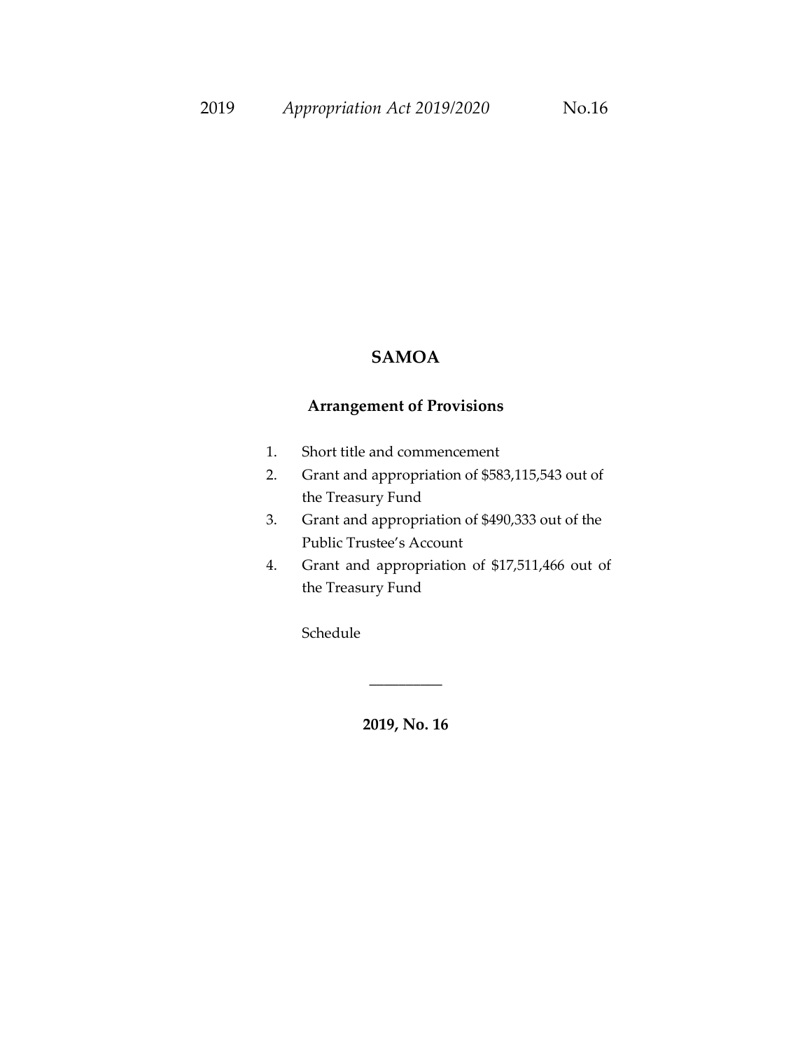# SAMOA

## Arrangement of Provisions

1. Short title and commencement
2. Grant and appropriation of $583,115,543 out of the Treasury Fund
3. Grant and appropriation of $490,333 out of the Public Trustee's Account
4. Grant and appropriation of $17,511,466 out of the Treasury Fund

Schedule

---

**2019, No. 16**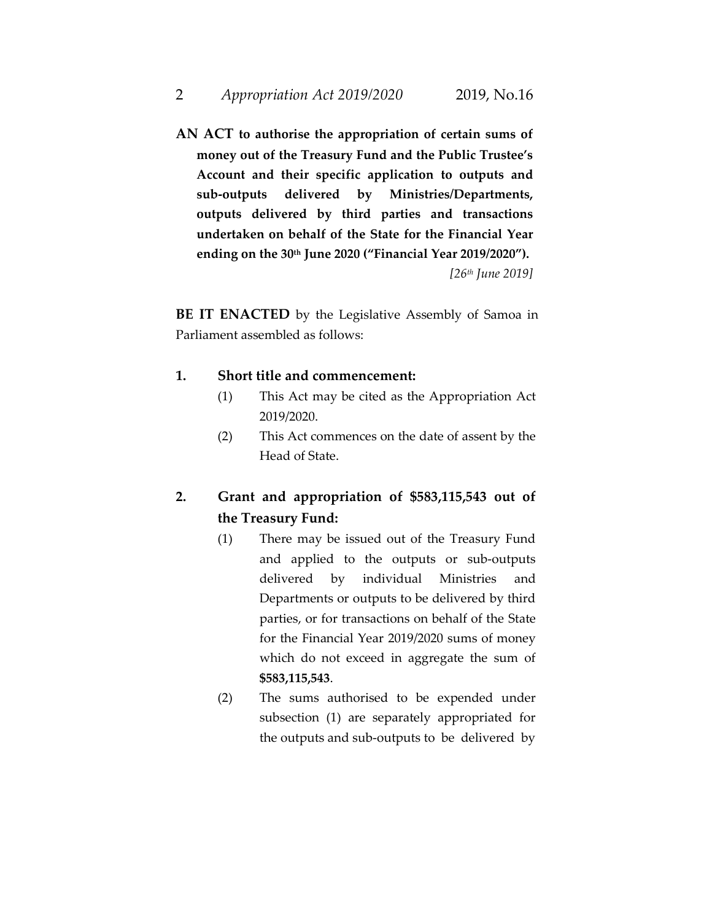**AN ACT to authorise the appropriation of certain sums of money out of the Treasury Fund and the Public Trustee's Account and their specific application to outputs and sub-outputs delivered by Ministries/Departments, outputs delivered by third parties and transactions undertaken on behalf of the State for the Financial Year ending on the 30th June 2020 ("Financial Year 2019/2020").**

*[26th June 2019]*

**BE IT ENACTED** by the Legislative Assembly of Samoa in Parliament assembled as follows:

**1. Short title and commencement:**

(1) This Act may be cited as the Appropriation Act 2019/2020.

(2) This Act commences on the date of assent by the Head of State.

**2. Grant and appropriation of $583,115,543 out of the Treasury Fund:**

(1) There may be issued out of the Treasury Fund and applied to the outputs or sub-outputs delivered by individual Ministries and Departments or outputs to be delivered by third parties, or for transactions on behalf of the State for the Financial Year 2019/2020 sums of money which do not exceed in aggregate the sum of **$583,115,543**.

(2) The sums authorised to be expended under subsection (1) are separately appropriated for the outputs and sub-outputs to be delivered by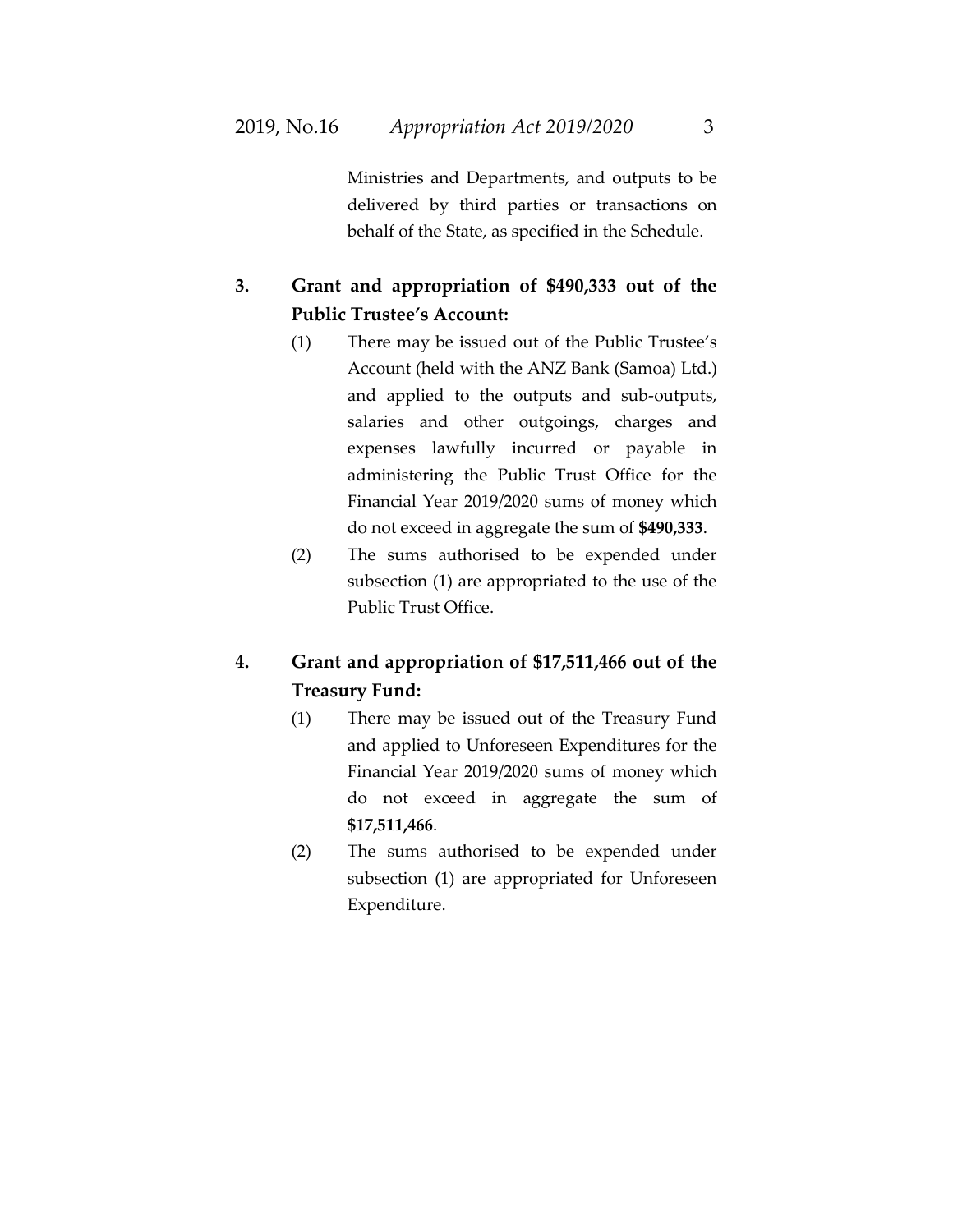Ministries and Departments, and outputs to be delivered by third parties or transactions on behalf of the State, as specified in the Schedule.

**3. Grant and appropriation of $490,333 out of the Public Trustee's Account:**

(1) There may be issued out of the Public Trustee's Account (held with the ANZ Bank (Samoa) Ltd.) and applied to the outputs and sub-outputs, salaries and other outgoings, charges and expenses lawfully incurred or payable in administering the Public Trust Office for the Financial Year 2019/2020 sums of money which do not exceed in aggregate the sum of **$490,333**.

(2) The sums authorised to be expended under subsection (1) are appropriated to the use of the Public Trust Office.

**4. Grant and appropriation of $17,511,466 out of the Treasury Fund:**

(1) There may be issued out of the Treasury Fund and applied to Unforeseen Expenditures for the Financial Year 2019/2020 sums of money which do not exceed in aggregate the sum of **$17,511,466**.

(2) The sums authorised to be expended under subsection (1) are appropriated for Unforeseen Expenditure.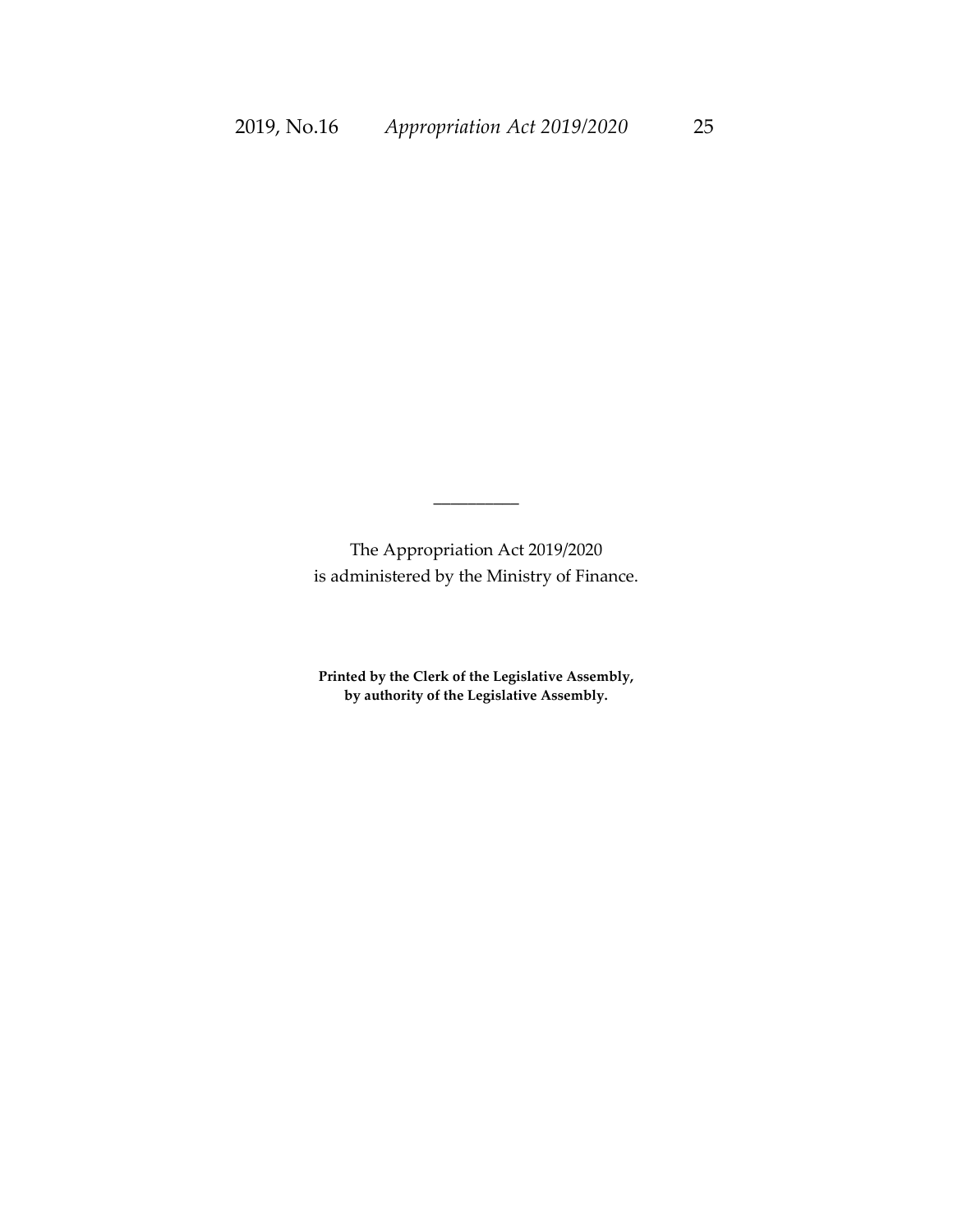---

The Appropriation Act 2019/2020
is administered by the Ministry of Finance.

**Printed by the Clerk of the Legislative Assembly,**
**by authority of the Legislative Assembly.**